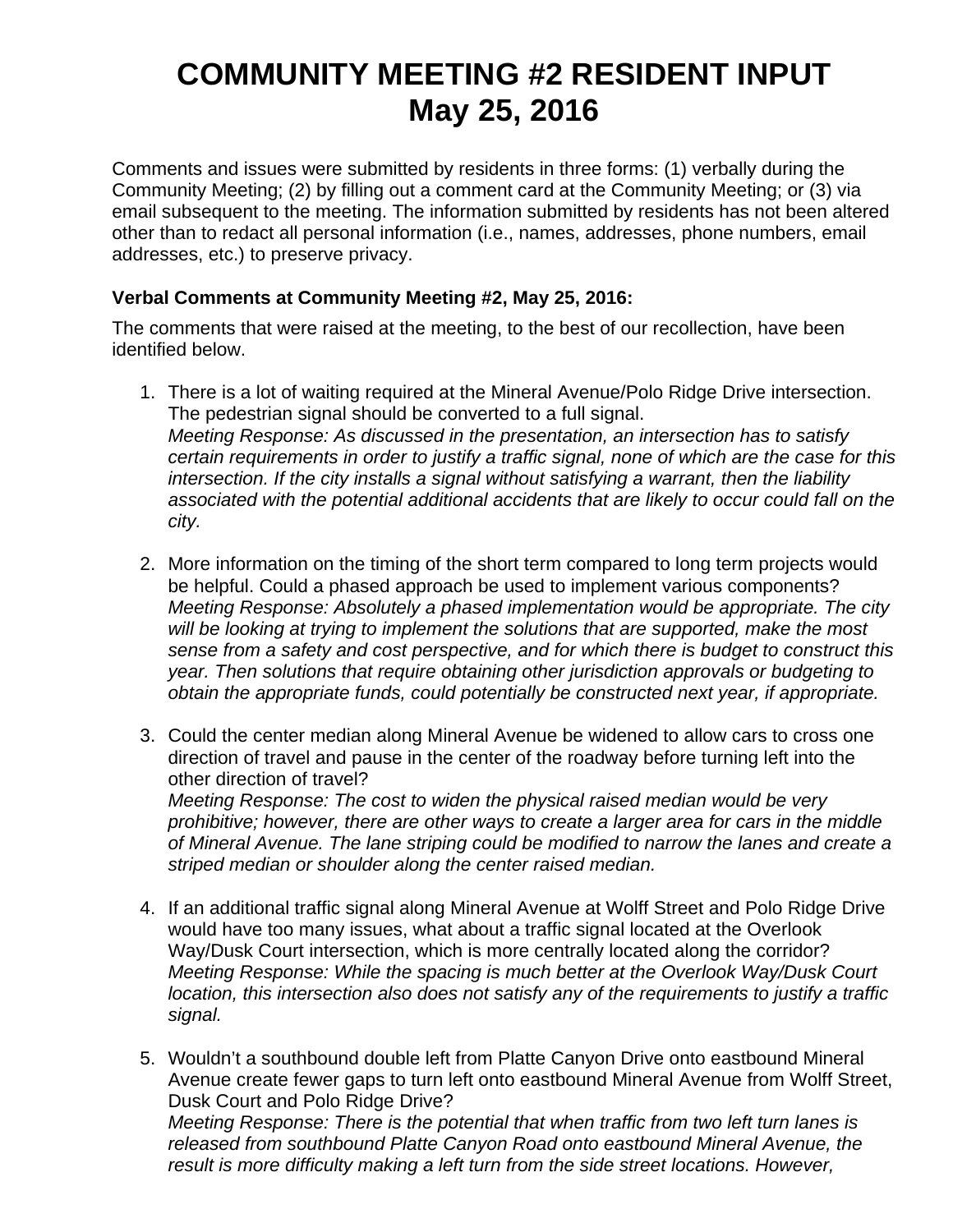# COMMUNITY MEETING #2 RESIDENT INPUT
# May 25, 2016

Comments and issues were submitted by residents in three forms: (1) verbally during the Community Meeting; (2) by filling out a comment card at the Community Meeting; or (3) via email subsequent to the meeting. The information submitted by residents has not been altered other than to redact all personal information (i.e., names, addresses, phone numbers, email addresses, etc.) to preserve privacy.

**Verbal Comments at Community Meeting #2, May 25, 2016:**

The comments that were raised at the meeting, to the best of our recollection, have been identified below.

1. There is a lot of waiting required at the Mineral Avenue/Polo Ridge Drive intersection. The pedestrian signal should be converted to a full signal.
   *Meeting Response: As discussed in the presentation, an intersection has to satisfy certain requirements in order to justify a traffic signal, none of which are the case for this intersection. If the city installs a signal without satisfying a warrant, then the liability associated with the potential additional accidents that are likely to occur could fall on the city.*

2. More information on the timing of the short term compared to long term projects would be helpful. Could a phased approach be used to implement various components?
   *Meeting Response: Absolutely a phased implementation would be appropriate. The city will be looking at trying to implement the solutions that are supported, make the most sense from a safety and cost perspective, and for which there is budget to construct this year. Then solutions that require obtaining other jurisdiction approvals or budgeting to obtain the appropriate funds, could potentially be constructed next year, if appropriate.*

3. Could the center median along Mineral Avenue be widened to allow cars to cross one direction of travel and pause in the center of the roadway before turning left into the other direction of travel?
   *Meeting Response: The cost to widen the physical raised median would be very prohibitive; however, there are other ways to create a larger area for cars in the middle of Mineral Avenue. The lane striping could be modified to narrow the lanes and create a striped median or shoulder along the center raised median.*

4. If an additional traffic signal along Mineral Avenue at Wolff Street and Polo Ridge Drive would have too many issues, what about a traffic signal located at the Overlook Way/Dusk Court intersection, which is more centrally located along the corridor?
   *Meeting Response: While the spacing is much better at the Overlook Way/Dusk Court location, this intersection also does not satisfy any of the requirements to justify a traffic signal.*

5. Wouldn't a southbound double left from Platte Canyon Drive onto eastbound Mineral Avenue create fewer gaps to turn left onto eastbound Mineral Avenue from Wolff Street, Dusk Court and Polo Ridge Drive?
   *Meeting Response: There is the potential that when traffic from two left turn lanes is released from southbound Platte Canyon Road onto eastbound Mineral Avenue, the result is more difficulty making a left turn from the side street locations. However,*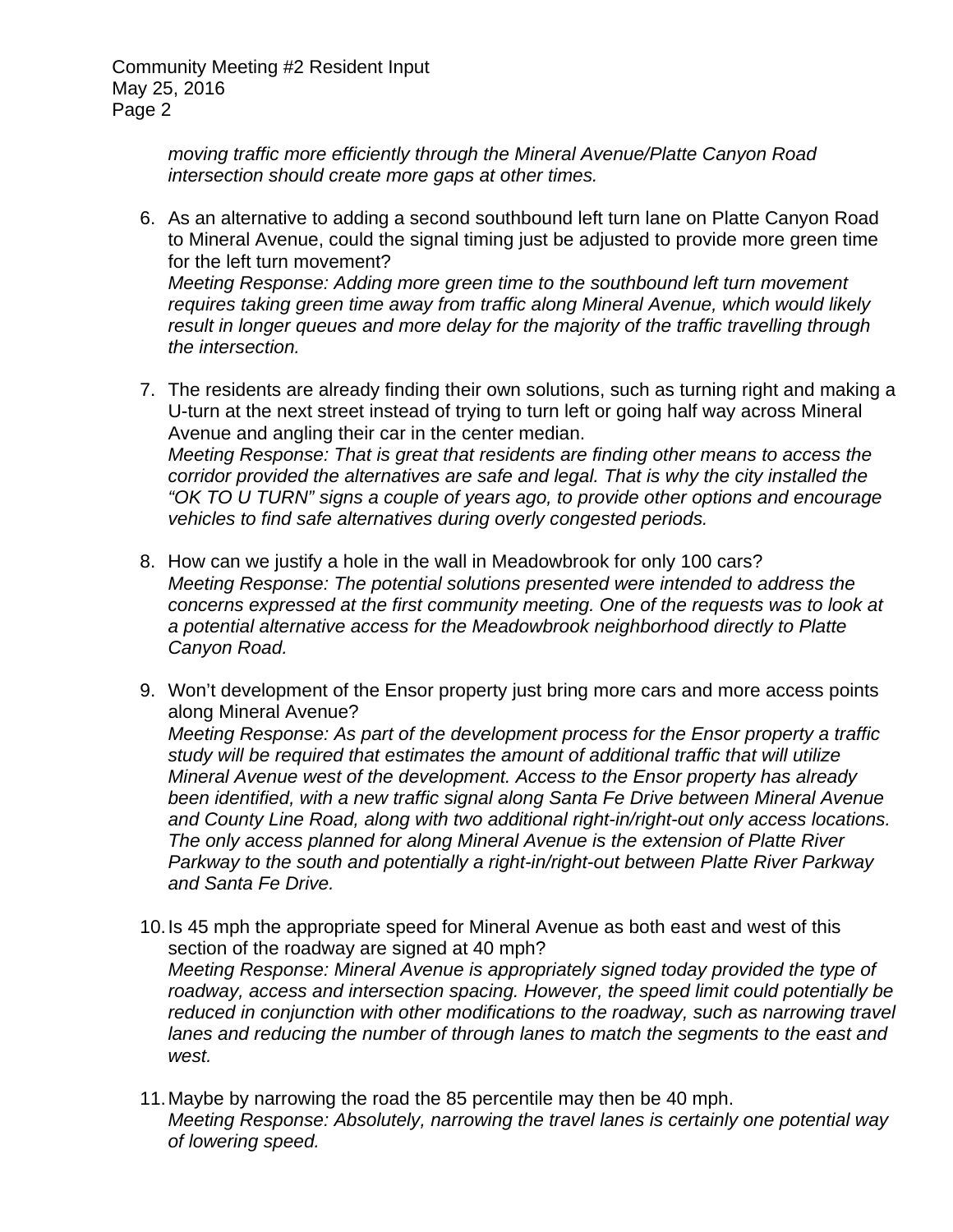*moving traffic more efficiently through the Mineral Avenue/Platte Canyon Road intersection should create more gaps at other times.*

6. As an alternative to adding a second southbound left turn lane on Platte Canyon Road to Mineral Avenue, could the signal timing just be adjusted to provide more green time for the left turn movement?
   *Meeting Response: Adding more green time to the southbound left turn movement requires taking green time away from traffic along Mineral Avenue, which would likely result in longer queues and more delay for the majority of the traffic travelling through the intersection.*

7. The residents are already finding their own solutions, such as turning right and making a U-turn at the next street instead of trying to turn left or going half way across Mineral Avenue and angling their car in the center median.
   *Meeting Response: That is great that residents are finding other means to access the corridor provided the alternatives are safe and legal. That is why the city installed the "OK TO U TURN" signs a couple of years ago, to provide other options and encourage vehicles to find safe alternatives during overly congested periods.*

8. How can we justify a hole in the wall in Meadowbrook for only 100 cars?
   *Meeting Response: The potential solutions presented were intended to address the concerns expressed at the first community meeting. One of the requests was to look at a potential alternative access for the Meadowbrook neighborhood directly to Platte Canyon Road.*

9. Won't development of the Ensor property just bring more cars and more access points along Mineral Avenue?
   *Meeting Response: As part of the development process for the Ensor property a traffic study will be required that estimates the amount of additional traffic that will utilize Mineral Avenue west of the development. Access to the Ensor property has already been identified, with a new traffic signal along Santa Fe Drive between Mineral Avenue and County Line Road, along with two additional right-in/right-out only access locations. The only access planned for along Mineral Avenue is the extension of Platte River Parkway to the south and potentially a right-in/right-out between Platte River Parkway and Santa Fe Drive.*

10. Is 45 mph the appropriate speed for Mineral Avenue as both east and west of this section of the roadway are signed at 40 mph?
    *Meeting Response: Mineral Avenue is appropriately signed today provided the type of roadway, access and intersection spacing. However, the speed limit could potentially be reduced in conjunction with other modifications to the roadway, such as narrowing travel lanes and reducing the number of through lanes to match the segments to the east and west.*

11. Maybe by narrowing the road the 85 percentile may then be 40 mph.
    *Meeting Response: Absolutely, narrowing the travel lanes is certainly one potential way of lowering speed.*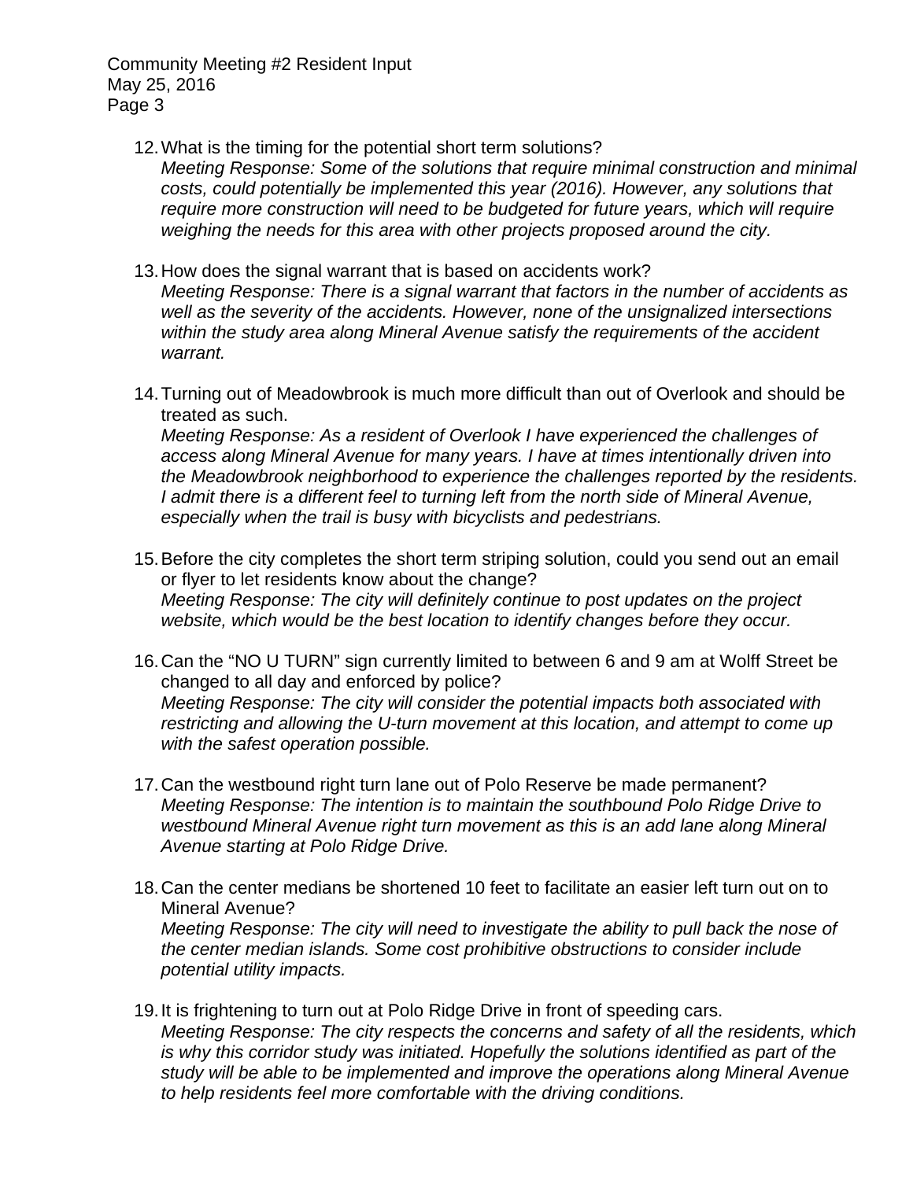12. What is the timing for the potential short term solutions?
    *Meeting Response: Some of the solutions that require minimal construction and minimal costs, could potentially be implemented this year (2016). However, any solutions that require more construction will need to be budgeted for future years, which will require weighing the needs for this area with other projects proposed around the city.*

13. How does the signal warrant that is based on accidents work?
    *Meeting Response: There is a signal warrant that factors in the number of accidents as well as the severity of the accidents. However, none of the unsignalized intersections within the study area along Mineral Avenue satisfy the requirements of the accident warrant.*

14. Turning out of Meadowbrook is much more difficult than out of Overlook and should be treated as such.
    *Meeting Response: As a resident of Overlook I have experienced the challenges of access along Mineral Avenue for many years. I have at times intentionally driven into the Meadowbrook neighborhood to experience the challenges reported by the residents. I admit there is a different feel to turning left from the north side of Mineral Avenue, especially when the trail is busy with bicyclists and pedestrians.*

15. Before the city completes the short term striping solution, could you send out an email or flyer to let residents know about the change?
    *Meeting Response: The city will definitely continue to post updates on the project website, which would be the best location to identify changes before they occur.*

16. Can the "NO U TURN" sign currently limited to between 6 and 9 am at Wolff Street be changed to all day and enforced by police?
    *Meeting Response: The city will consider the potential impacts both associated with restricting and allowing the U-turn movement at this location, and attempt to come up with the safest operation possible.*

17. Can the westbound right turn lane out of Polo Reserve be made permanent?
    *Meeting Response: The intention is to maintain the southbound Polo Ridge Drive to westbound Mineral Avenue right turn movement as this is an add lane along Mineral Avenue starting at Polo Ridge Drive.*

18. Can the center medians be shortened 10 feet to facilitate an easier left turn out on to Mineral Avenue?
    *Meeting Response: The city will need to investigate the ability to pull back the nose of the center median islands. Some cost prohibitive obstructions to consider include potential utility impacts.*

19. It is frightening to turn out at Polo Ridge Drive in front of speeding cars.
    *Meeting Response: The city respects the concerns and safety of all the residents, which is why this corridor study was initiated. Hopefully the solutions identified as part of the study will be able to be implemented and improve the operations along Mineral Avenue to help residents feel more comfortable with the driving conditions.*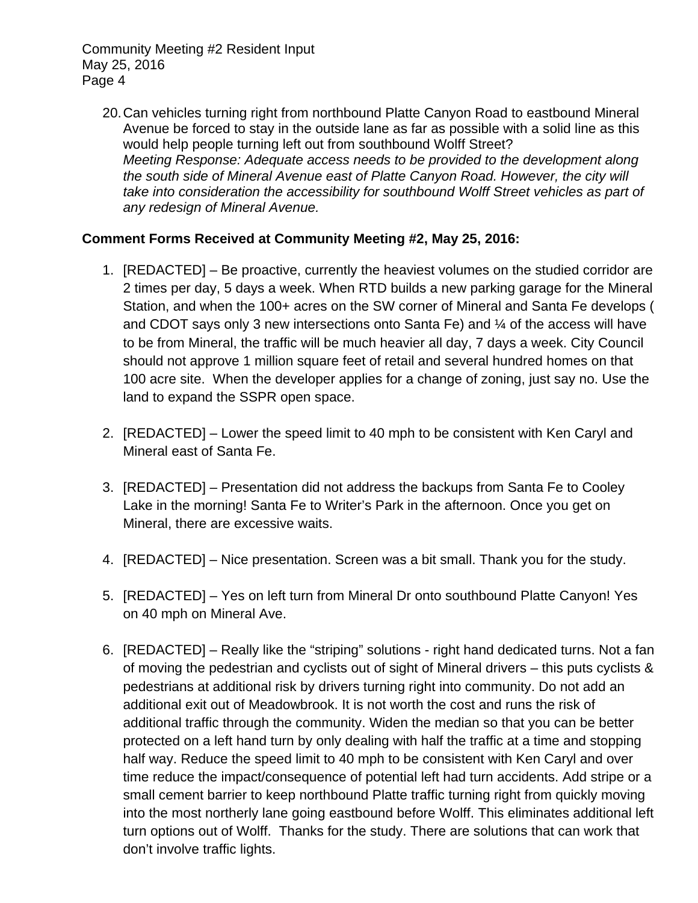20. Can vehicles turning right from northbound Platte Canyon Road to eastbound Mineral Avenue be forced to stay in the outside lane as far as possible with a solid line as this would help people turning left out from southbound Wolff Street?
*Meeting Response: Adequate access needs to be provided to the development along the south side of Mineral Avenue east of Platte Canyon Road. However, the city will take into consideration the accessibility for southbound Wolff Street vehicles as part of any redesign of Mineral Avenue.*

**Comment Forms Received at Community Meeting #2, May 25, 2016:**

1. [REDACTED] – Be proactive, currently the heaviest volumes on the studied corridor are 2 times per day, 5 days a week. When RTD builds a new parking garage for the Mineral Station, and when the 100+ acres on the SW corner of Mineral and Santa Fe develops ( and CDOT says only 3 new intersections onto Santa Fe) and ¼ of the access will have to be from Mineral, the traffic will be much heavier all day, 7 days a week. City Council should not approve 1 million square feet of retail and several hundred homes on that 100 acre site. When the developer applies for a change of zoning, just say no. Use the land to expand the SSPR open space.

2. [REDACTED] – Lower the speed limit to 40 mph to be consistent with Ken Caryl and Mineral east of Santa Fe.

3. [REDACTED] – Presentation did not address the backups from Santa Fe to Cooley Lake in the morning! Santa Fe to Writer's Park in the afternoon. Once you get on Mineral, there are excessive waits.

4. [REDACTED] – Nice presentation. Screen was a bit small. Thank you for the study.

5. [REDACTED] – Yes on left turn from Mineral Dr onto southbound Platte Canyon! Yes on 40 mph on Mineral Ave.

6. [REDACTED] – Really like the "striping" solutions - right hand dedicated turns. Not a fan of moving the pedestrian and cyclists out of sight of Mineral drivers – this puts cyclists & pedestrians at additional risk by drivers turning right into community. Do not add an additional exit out of Meadowbrook. It is not worth the cost and runs the risk of additional traffic through the community. Widen the median so that you can be better protected on a left hand turn by only dealing with half the traffic at a time and stopping half way. Reduce the speed limit to 40 mph to be consistent with Ken Caryl and over time reduce the impact/consequence of potential left had turn accidents. Add stripe or a small cement barrier to keep northbound Platte traffic turning right from quickly moving into the most northerly lane going eastbound before Wolff. This eliminates additional left turn options out of Wolff. Thanks for the study. There are solutions that can work that don't involve traffic lights.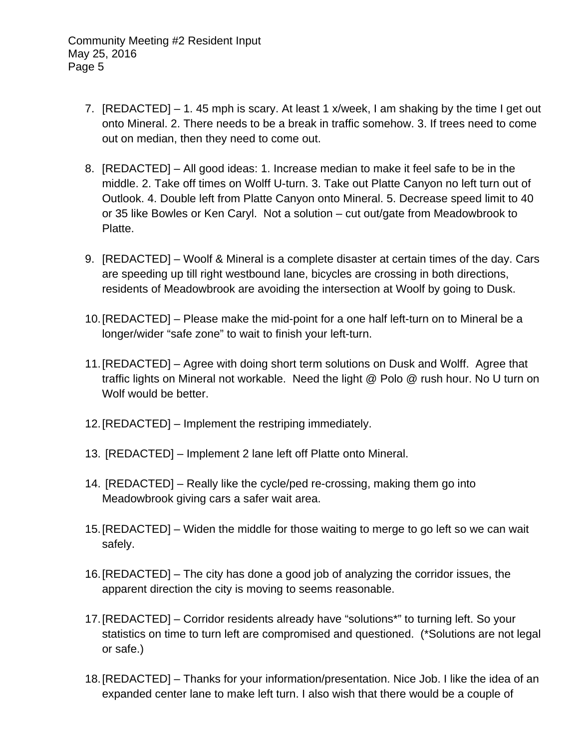7. [REDACTED] – 1. 45 mph is scary. At least 1 x/week, I am shaking by the time I get out onto Mineral. 2. There needs to be a break in traffic somehow. 3. If trees need to come out on median, then they need to come out.

8. [REDACTED] – All good ideas: 1. Increase median to make it feel safe to be in the middle. 2. Take off times on Wolff U-turn. 3. Take out Platte Canyon no left turn out of Outlook. 4. Double left from Platte Canyon onto Mineral. 5. Decrease speed limit to 40 or 35 like Bowles or Ken Caryl. Not a solution – cut out/gate from Meadowbrook to Platte.

9. [REDACTED] – Woolf & Mineral is a complete disaster at certain times of the day. Cars are speeding up till right westbound lane, bicycles are crossing in both directions, residents of Meadowbrook are avoiding the intersection at Woolf by going to Dusk.

10. [REDACTED] – Please make the mid-point for a one half left-turn on to Mineral be a longer/wider "safe zone" to wait to finish your left-turn.

11. [REDACTED] – Agree with doing short term solutions on Dusk and Wolff. Agree that traffic lights on Mineral not workable. Need the light @ Polo @ rush hour. No U turn on Wolf would be better.

12. [REDACTED] – Implement the restriping immediately.

13. [REDACTED] – Implement 2 lane left off Platte onto Mineral.

14. [REDACTED] – Really like the cycle/ped re-crossing, making them go into Meadowbrook giving cars a safer wait area.

15. [REDACTED] – Widen the middle for those waiting to merge to go left so we can wait safely.

16. [REDACTED] – The city has done a good job of analyzing the corridor issues, the apparent direction the city is moving to seems reasonable.

17. [REDACTED] – Corridor residents already have "solutions*" to turning left. So your statistics on time to turn left are compromised and questioned. (*Solutions are not legal or safe.)

18. [REDACTED] – Thanks for your information/presentation. Nice Job. I like the idea of an expanded center lane to make left turn. I also wish that there would be a couple of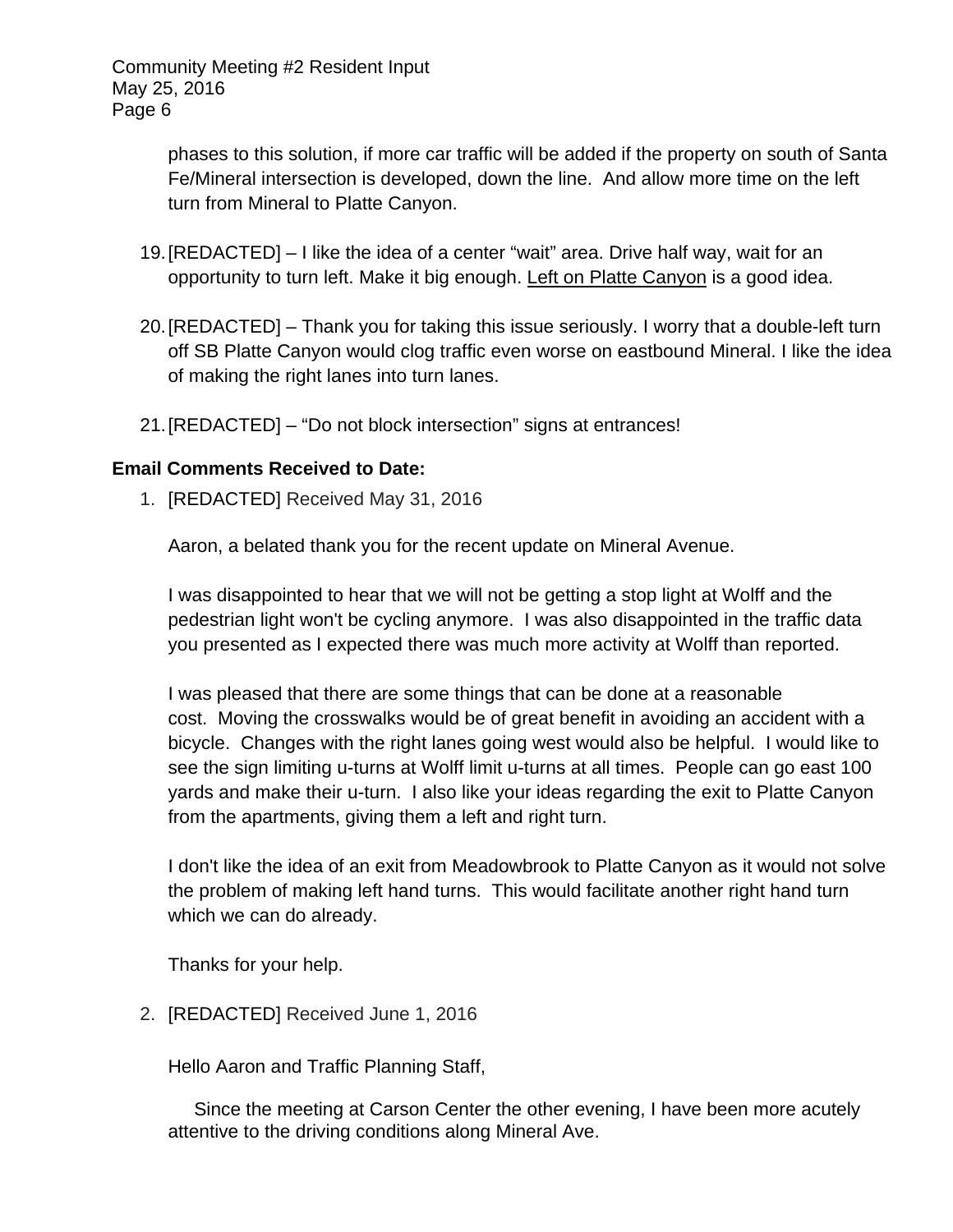phases to this solution, if more car traffic will be added if the property on south of Santa Fe/Mineral intersection is developed, down the line. And allow more time on the left turn from Mineral to Platte Canyon.

19. [REDACTED] – I like the idea of a center "wait" area. Drive half way, wait for an opportunity to turn left. Make it big enough. <u>Left on Platte Canyon</u> is a good idea.

20. [REDACTED] – Thank you for taking this issue seriously. I worry that a double-left turn off SB Platte Canyon would clog traffic even worse on eastbound Mineral. I like the idea of making the right lanes into turn lanes.

21. [REDACTED] – "Do not block intersection" signs at entrances!

**Email Comments Received to Date:**

1. [REDACTED] Received May 31, 2016

   Aaron, a belated thank you for the recent update on Mineral Avenue.

   I was disappointed to hear that we will not be getting a stop light at Wolff and the pedestrian light won't be cycling anymore. I was also disappointed in the traffic data you presented as I expected there was much more activity at Wolff than reported.

   I was pleased that there are some things that can be done at a reasonable cost. Moving the crosswalks would be of great benefit in avoiding an accident with a bicycle. Changes with the right lanes going west would also be helpful. I would like to see the sign limiting u-turns at Wolff limit u-turns at all times. People can go east 100 yards and make their u-turn. I also like your ideas regarding the exit to Platte Canyon from the apartments, giving them a left and right turn.

   I don't like the idea of an exit from Meadowbrook to Platte Canyon as it would not solve the problem of making left hand turns. This would facilitate another right hand turn which we can do already.

   Thanks for your help.

2. [REDACTED] Received June 1, 2016

   Hello Aaron and Traffic Planning Staff,

   Since the meeting at Carson Center the other evening, I have been more acutely attentive to the driving conditions along Mineral Ave.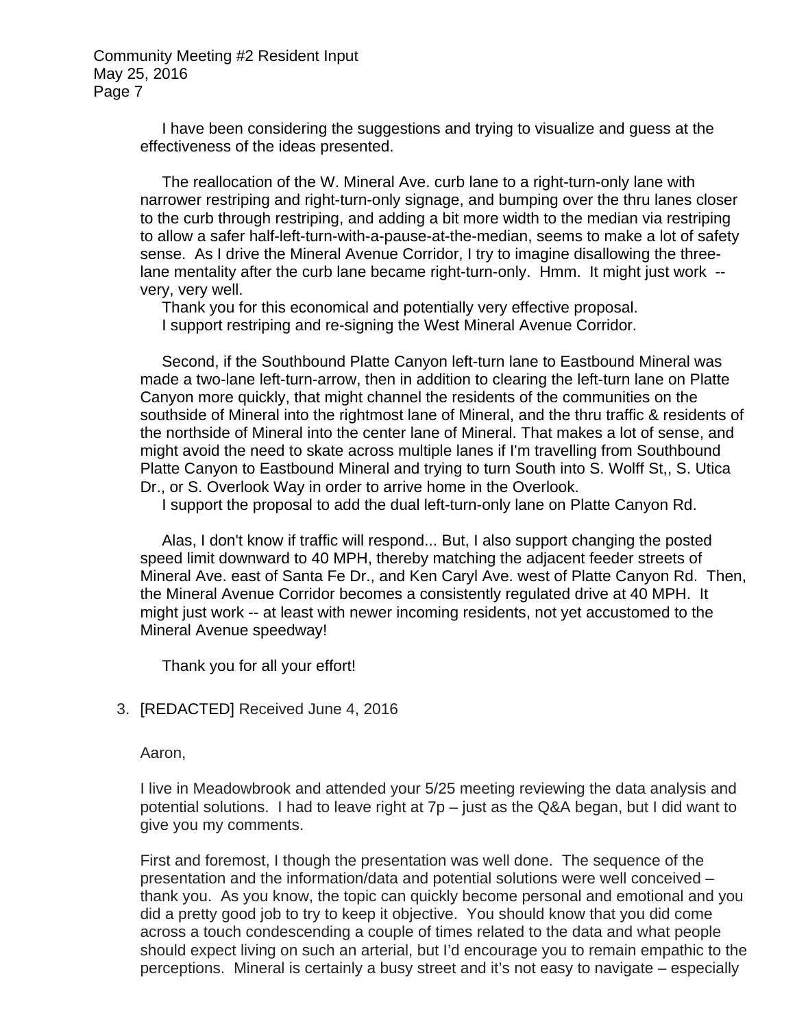I have been considering the suggestions and trying to visualize and guess at the effectiveness of the ideas presented.

The reallocation of the W. Mineral Ave. curb lane to a right-turn-only lane with narrower restriping and right-turn-only signage, and bumping over the thru lanes closer to the curb through restriping, and adding a bit more width to the median via restriping to allow a safer half-left-turn-with-a-pause-at-the-median, seems to make a lot of safety sense. As I drive the Mineral Avenue Corridor, I try to imagine disallowing the three-lane mentality after the curb lane became right-turn-only. Hmm. It might just work -- very, very well.

Thank you for this economical and potentially very effective proposal.

I support restriping and re-signing the West Mineral Avenue Corridor.

Second, if the Southbound Platte Canyon left-turn lane to Eastbound Mineral was made a two-lane left-turn-arrow, then in addition to clearing the left-turn lane on Platte Canyon more quickly, that might channel the residents of the communities on the southside of Mineral into the rightmost lane of Mineral, and the thru traffic & residents of the northside of Mineral into the center lane of Mineral. That makes a lot of sense, and might avoid the need to skate across multiple lanes if I'm travelling from Southbound Platte Canyon to Eastbound Mineral and trying to turn South into S. Wolff St,, S. Utica Dr., or S. Overlook Way in order to arrive home in the Overlook.

I support the proposal to add the dual left-turn-only lane on Platte Canyon Rd.

Alas, I don't know if traffic will respond... But, I also support changing the posted speed limit downward to 40 MPH, thereby matching the adjacent feeder streets of Mineral Ave. east of Santa Fe Dr., and Ken Caryl Ave. west of Platte Canyon Rd. Then, the Mineral Avenue Corridor becomes a consistently regulated drive at 40 MPH. It might just work -- at least with newer incoming residents, not yet accustomed to the Mineral Avenue speedway!

Thank you for all your effort!

3. [REDACTED] Received June 4, 2016

Aaron,

I live in Meadowbrook and attended your 5/25 meeting reviewing the data analysis and potential solutions. I had to leave right at 7p – just as the Q&A began, but I did want to give you my comments.

First and foremost, I though the presentation was well done. The sequence of the presentation and the information/data and potential solutions were well conceived – thank you. As you know, the topic can quickly become personal and emotional and you did a pretty good job to try to keep it objective. You should know that you did come across a touch condescending a couple of times related to the data and what people should expect living on such an arterial, but I'd encourage you to remain empathic to the perceptions. Mineral is certainly a busy street and it's not easy to navigate – especially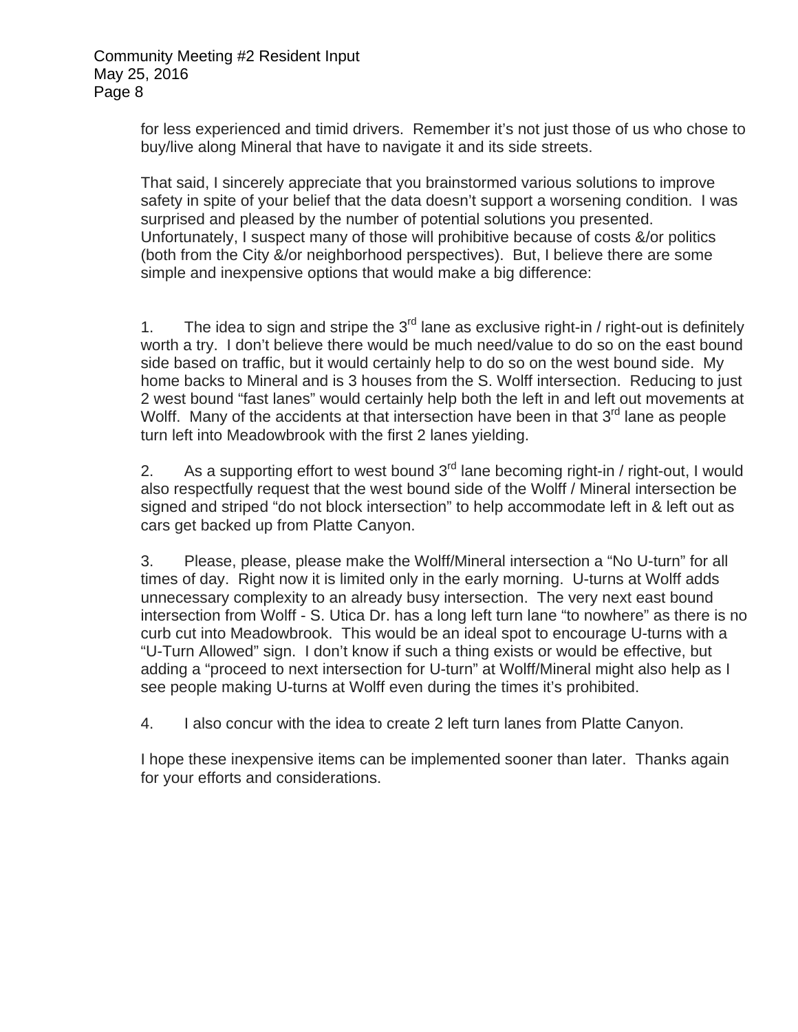for less experienced and timid drivers. Remember it's not just those of us who chose to buy/live along Mineral that have to navigate it and its side streets.

That said, I sincerely appreciate that you brainstormed various solutions to improve safety in spite of your belief that the data doesn't support a worsening condition. I was surprised and pleased by the number of potential solutions you presented. Unfortunately, I suspect many of those will prohibitive because of costs &/or politics (both from the City &/or neighborhood perspectives). But, I believe there are some simple and inexpensive options that would make a big difference:

1. The idea to sign and stripe the 3rd lane as exclusive right-in / right-out is definitely worth a try. I don't believe there would be much need/value to do so on the east bound side based on traffic, but it would certainly help to do so on the west bound side. My home backs to Mineral and is 3 houses from the S. Wolff intersection. Reducing to just 2 west bound "fast lanes" would certainly help both the left in and left out movements at Wolff. Many of the accidents at that intersection have been in that 3rd lane as people turn left into Meadowbrook with the first 2 lanes yielding.

2. As a supporting effort to west bound 3rd lane becoming right-in / right-out, I would also respectfully request that the west bound side of the Wolff / Mineral intersection be signed and striped "do not block intersection" to help accommodate left in & left out as cars get backed up from Platte Canyon.

3. Please, please, please make the Wolff/Mineral intersection a "No U-turn" for all times of day. Right now it is limited only in the early morning. U-turns at Wolff adds unnecessary complexity to an already busy intersection. The very next east bound intersection from Wolff - S. Utica Dr. has a long left turn lane "to nowhere" as there is no curb cut into Meadowbrook. This would be an ideal spot to encourage U-turns with a "U-Turn Allowed" sign. I don't know if such a thing exists or would be effective, but adding a "proceed to next intersection for U-turn" at Wolff/Mineral might also help as I see people making U-turns at Wolff even during the times it's prohibited.

4. I also concur with the idea to create 2 left turn lanes from Platte Canyon.

I hope these inexpensive items can be implemented sooner than later. Thanks again for your efforts and considerations.